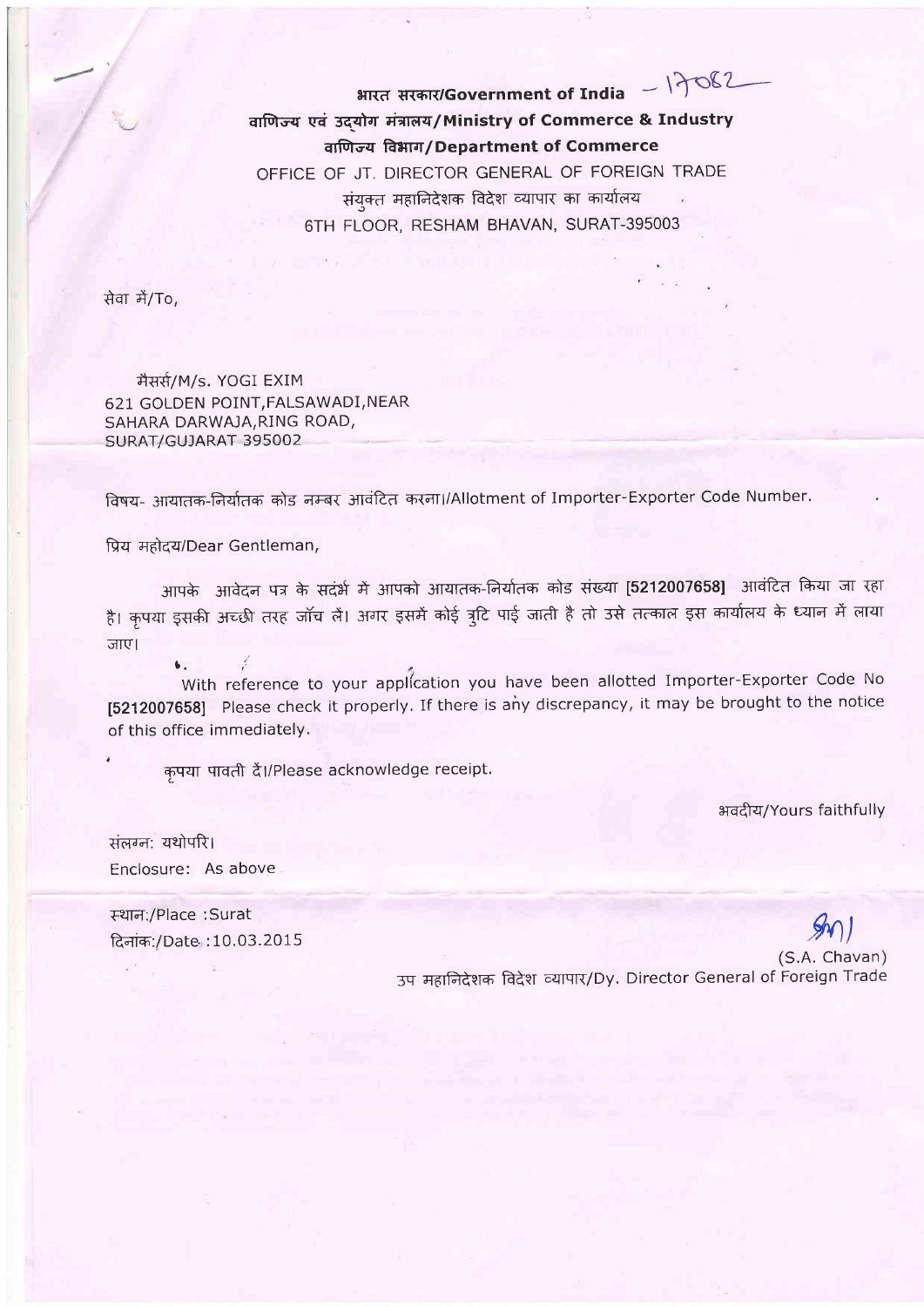**भारत सरकार/Government of India** – 17082

**वाणिज्य एवं उद्योग मंत्रालय/Ministry of Commerce & Industry**

**वाणिज्य विभाग/Department of Commerce**

OFFICE OF JT. DIRECTOR GENERAL OF FOREIGN TRADE

संयुक्त महानिदेशक विदेश व्यापार का कार्यालय

6TH FLOOR, RESHAM BHAVAN, SURAT-395003

सेवा में/To,

मैसर्स/M/s. YOGI EXIM
621 GOLDEN POINT,FALSAWADI,NEAR
SAHARA DARWAJA,RING ROAD,
SURAT/GUJARAT 395002

विषय- आयातक-निर्यातक कोड नम्बर आवंटित करना।/Allotment of Importer-Exporter Code Number.

प्रिय महोदय/Dear Gentleman,

आपके आवेदन पत्र के सदंर्भ में आपको आयातक-निर्यातक कोड संख्या **[5212007658]** आवंटित किया जा रहा है। कृपया इसकी अच्छी तरह जॉच लें। अगर इसमें कोई त्रुटि पाई जाती है तो उसे तत्काल इस कार्यालय के ध्यान में लाया जाए।

With reference to your application you have been allotted Importer-Exporter Code No **[5212007658]** Please check it properly. If there is any discrepancy, it may be brought to the notice of this office immediately.

कृपया पावती दें।/Please acknowledge receipt.

भवदीय/Yours faithfully

संलग्न: यथोपरि।
Enclosure: As above

स्थान:/Place :Surat
दिनांक:/Date :10.03.2015

(S.A. Chavan)
उप महानिदेशक विदेश व्यापार/Dy. Director General of Foreign Trade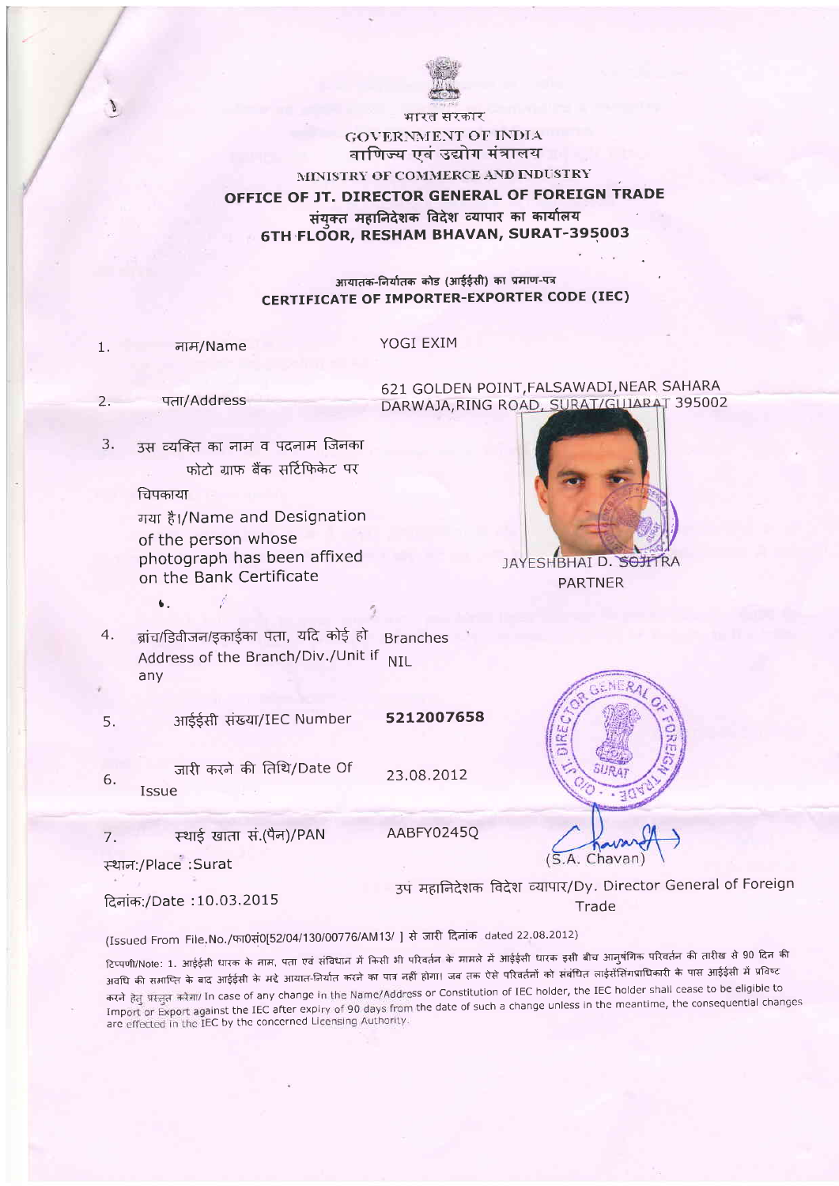भारत सरकार

GOVERNMENT OF INDIA

वाणिज्य एवं उद्योग मंत्रालय

MINISTRY OF COMMERCE AND INDUSTRY

## OFFICE OF JT. DIRECTOR GENERAL OF FOREIGN TRADE

संयुक्त महानिदेशक विदेश व्यापार का कार्यालय

**6TH FLOOR, RESHAM BHAVAN, SURAT-395003**

आयातक-निर्यातक कोड (आईईसी) का प्रमाण-पत्र

## CERTIFICATE OF IMPORTER-EXPORTER CODE (IEC)

| | | |
|---|---|---|
| 1. | नाम/Name | YOGI EXIM |
| 2. | पता/Address | 621 GOLDEN POINT,FALSAWADI,NEAR SAHARA DARWAJA,RING ROAD, SURAT/GUJARAT 395002 |
| 3. | उस व्यक्ति का नाम व पदनाम जिनका फोटो ग्राफ बैंक सर्टिफिकेट पर चिपकाया गया है।/Name and Designation of the person whose photograph has been affixed on the Bank Certificate | JAYESHBHAI D. SOJITRA<br>PARTNER |
| 4. | ब्रांच/डिवीजन/इकाईका पता, यदि कोई हो Address of the Branch/Div./Unit if any | Branches<br>NIL |
| 5. | आईईसी संख्या/IEC Number | **5212007658** |
| 6. | जारी करने की तिथि/Date Of Issue | 23.08.2012 |
| 7. | स्थाई खाता सं.(पैन)/PAN | AABFY0245Q |

स्थान:/Place :Surat

दिनांक:/Date :10.03.2015

(S.A. Chavan)

उप महानिदेशक विदेश व्यापार/Dy. Director General of Foreign Trade

(Issued From File.No./फा0सं0[52/04/130/00776/AM13/ ] से जारी दिनांक dated 22.08.2012)

टिप्पणी/Note: 1. आईईसी धारक के नाम, पता एवं संविधान में किसी भी परिवर्तन के मामले में आईईसी धारक इसी बीच आनुषंगिक परिवर्तन की तारीख से 90 दिन की अवधि की समाप्ति के बाद आईईसी के मद्दे आयात-निर्यात करने का पात्र नहीं होगा। जब तक ऐसे परिवर्तनों को संबंधित लाईसेंसिंगप्राधिकारी के पास आईईसी में प्रविष्ट करने हेतु प्रस्तुत करेगा/ In case of any change in the Name/Address or Constitution of IEC holder, the IEC holder shall cease to be eligible to Import or Export against the IEC after expiry of 90 days from the date of such a change unless in the meantime, the consequential changes are effected in the IEC by the concerned Licensing Authority.